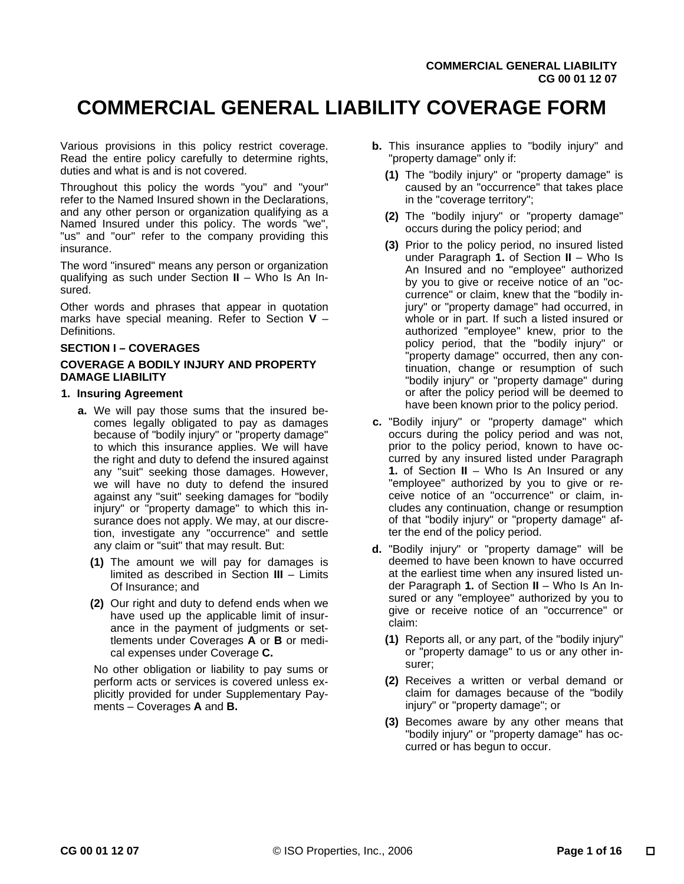# COMMERCIAL GENERAL LIABILITY COVERAGE FORM

Various provisions in this policy restrict coverage. Read the entire policy carefully to determine rights, duties and what is and is not covered.

Throughout this policy the words "you" and "your" refer to the Named Insured shown in the Declarations, and any other person or organization qualifying as a Named Insured under this policy. The words "we", "us" and "our" refer to the company providing this insurance.

The word "insured" means any person or organization qualifying as such under Section **II** – Who Is An Insured.

Other words and phrases that appear in quotation marks have special meaning. Refer to Section **V** – Definitions.

## SECTION I – COVERAGES

### COVERAGE A BODILY INJURY AND PROPERTY DAMAGE LIABILITY

**1. Insuring Agreement**

**a.** We will pay those sums that the insured becomes legally obligated to pay as damages because of "bodily injury" or "property damage" to which this insurance applies. We will have the right and duty to defend the insured against any "suit" seeking those damages. However, we will have no duty to defend the insured against any "suit" seeking damages for "bodily injury" or "property damage" to which this insurance does not apply. We may, at our discretion, investigate any "occurrence" and settle any claim or "suit" that may result. But:

**(1)** The amount we will pay for damages is limited as described in Section **III** – Limits Of Insurance; and

**(2)** Our right and duty to defend ends when we have used up the applicable limit of insurance in the payment of judgments or settlements under Coverages **A** or **B** or medical expenses under Coverage **C.**

No other obligation or liability to pay sums or perform acts or services is covered unless explicitly provided for under Supplementary Payments – Coverages **A** and **B.**

**b.** This insurance applies to "bodily injury" and "property damage" only if:

**(1)** The "bodily injury" or "property damage" is caused by an "occurrence" that takes place in the "coverage territory";

**(2)** The "bodily injury" or "property damage" occurs during the policy period; and

**(3)** Prior to the policy period, no insured listed under Paragraph **1.** of Section **II** – Who Is An Insured and no "employee" authorized by you to give or receive notice of an "occurrence" or claim, knew that the "bodily injury" or "property damage" had occurred, in whole or in part. If such a listed insured or authorized "employee" knew, prior to the policy period, that the "bodily injury" or "property damage" occurred, then any continuation, change or resumption of such "bodily injury" or "property damage" during or after the policy period will be deemed to have been known prior to the policy period.

**c.** "Bodily injury" or "property damage" which occurs during the policy period and was not, prior to the policy period, known to have occurred by any insured listed under Paragraph **1.** of Section **II** – Who Is An Insured or any "employee" authorized by you to give or receive notice of an "occurrence" or claim, includes any continuation, change or resumption of that "bodily injury" or "property damage" after the end of the policy period.

**d.** "Bodily injury" or "property damage" will be deemed to have been known to have occurred at the earliest time when any insured listed under Paragraph **1.** of Section **II** – Who Is An Insured or any "employee" authorized by you to give or receive notice of an "occurrence" or claim:

**(1)** Reports all, or any part, of the "bodily injury" or "property damage" to us or any other insurer;

**(2)** Receives a written or verbal demand or claim for damages because of the "bodily injury" or "property damage"; or

**(3)** Becomes aware by any other means that "bodily injury" or "property damage" has occurred or has begun to occur.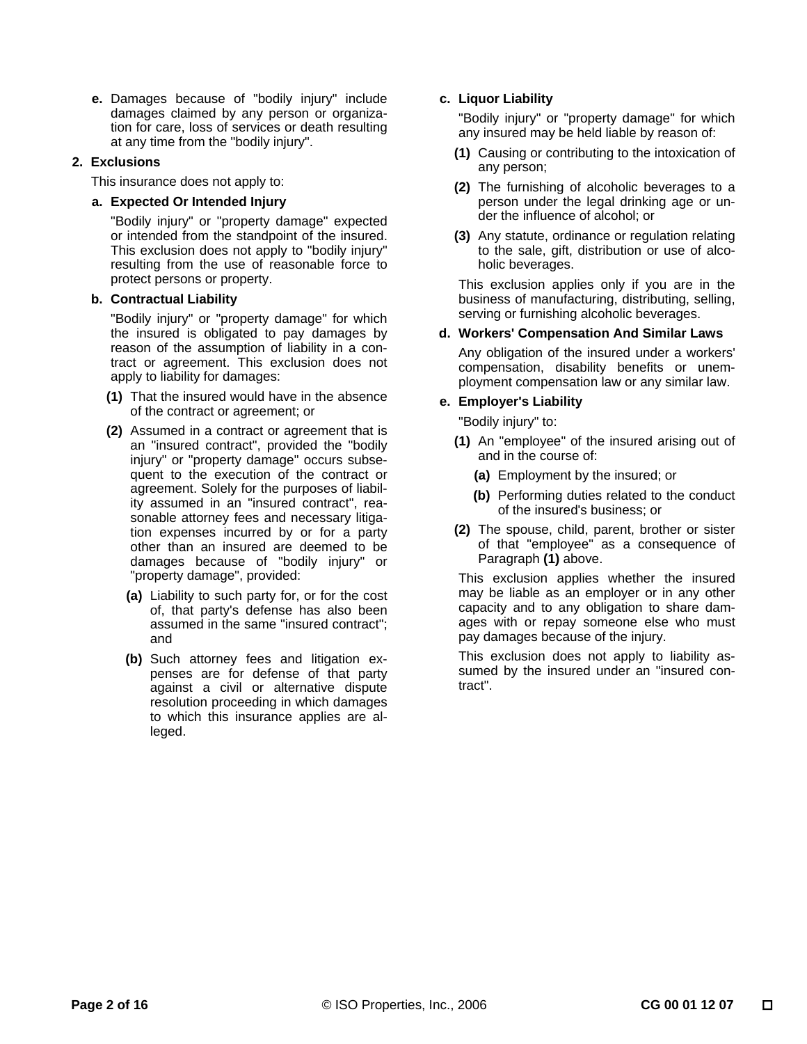**e.** Damages because of "bodily injury" include damages claimed by any person or organization for care, loss of services or death resulting at any time from the "bodily injury".

**2. Exclusions**

This insurance does not apply to:

**a. Expected Or Intended Injury**

"Bodily injury" or "property damage" expected or intended from the standpoint of the insured. This exclusion does not apply to "bodily injury" resulting from the use of reasonable force to protect persons or property.

**b. Contractual Liability**

"Bodily injury" or "property damage" for which the insured is obligated to pay damages by reason of the assumption of liability in a contract or agreement. This exclusion does not apply to liability for damages:

**(1)** That the insured would have in the absence of the contract or agreement; or

**(2)** Assumed in a contract or agreement that is an "insured contract", provided the "bodily injury" or "property damage" occurs subsequent to the execution of the contract or agreement. Solely for the purposes of liability assumed in an "insured contract", reasonable attorney fees and necessary litigation expenses incurred by or for a party other than an insured are deemed to be damages because of "bodily injury" or "property damage", provided:

**(a)** Liability to such party for, or for the cost of, that party's defense has also been assumed in the same "insured contract"; and

**(b)** Such attorney fees and litigation expenses are for defense of that party against a civil or alternative dispute resolution proceeding in which damages to which this insurance applies are alleged.

**c. Liquor Liability**

"Bodily injury" or "property damage" for which any insured may be held liable by reason of:

**(1)** Causing or contributing to the intoxication of any person;

**(2)** The furnishing of alcoholic beverages to a person under the legal drinking age or under the influence of alcohol; or

**(3)** Any statute, ordinance or regulation relating to the sale, gift, distribution or use of alcoholic beverages.

This exclusion applies only if you are in the business of manufacturing, distributing, selling, serving or furnishing alcoholic beverages.

**d. Workers' Compensation And Similar Laws**

Any obligation of the insured under a workers' compensation, disability benefits or unemployment compensation law or any similar law.

**e. Employer's Liability**

"Bodily injury" to:

**(1)** An "employee" of the insured arising out of and in the course of:

**(a)** Employment by the insured; or

**(b)** Performing duties related to the conduct of the insured's business; or

**(2)** The spouse, child, parent, brother or sister of that "employee" as a consequence of Paragraph **(1)** above.

This exclusion applies whether the insured may be liable as an employer or in any other capacity and to any obligation to share damages with or repay someone else who must pay damages because of the injury.

This exclusion does not apply to liability assumed by the insured under an "insured contract".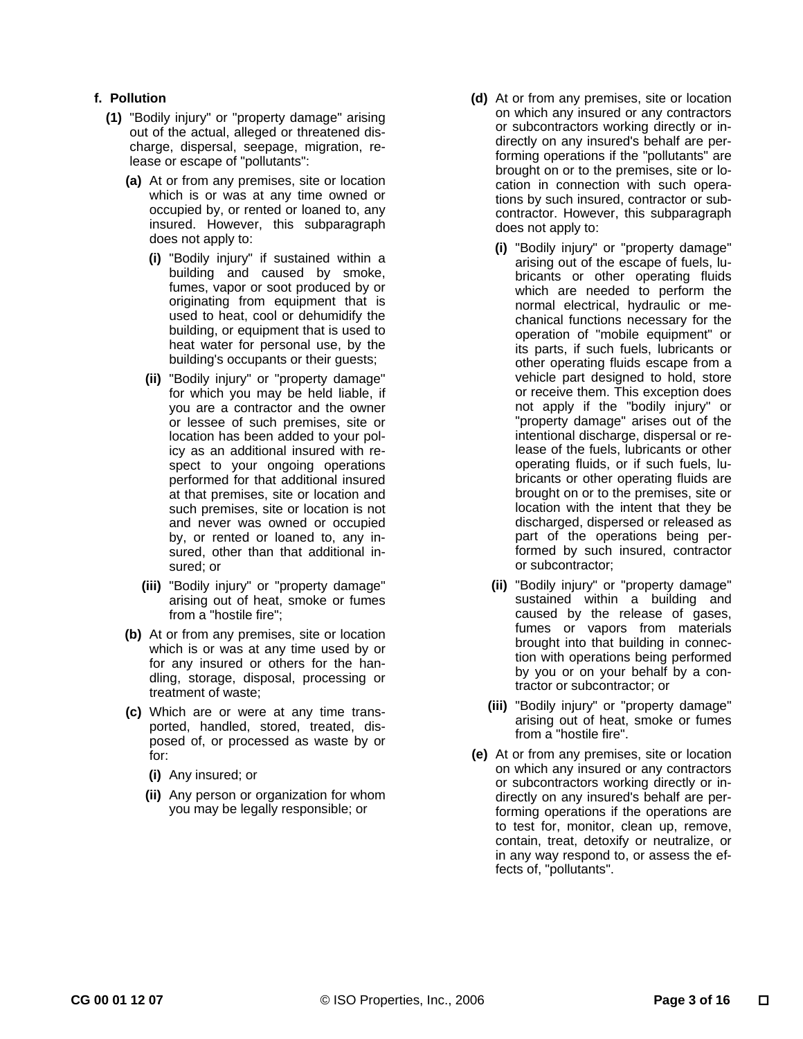**f. Pollution**

**(1)** "Bodily injury" or "property damage" arising out of the actual, alleged or threatened discharge, dispersal, seepage, migration, release or escape of "pollutants":

**(a)** At or from any premises, site or location which is or was at any time owned or occupied by, or rented or loaned to, any insured. However, this subparagraph does not apply to:

**(i)** "Bodily injury" if sustained within a building and caused by smoke, fumes, vapor or soot produced by or originating from equipment that is used to heat, cool or dehumidify the building, or equipment that is used to heat water for personal use, by the building's occupants or their guests;

**(ii)** "Bodily injury" or "property damage" for which you may be held liable, if you are a contractor and the owner or lessee of such premises, site or location has been added to your policy as an additional insured with respect to your ongoing operations performed for that additional insured at that premises, site or location and such premises, site or location is not and never was owned or occupied by, or rented or loaned to, any insured, other than that additional insured; or

**(iii)** "Bodily injury" or "property damage" arising out of heat, smoke or fumes from a "hostile fire";

**(b)** At or from any premises, site or location which is or was at any time used by or for any insured or others for the handling, storage, disposal, processing or treatment of waste;

**(c)** Which are or were at any time transported, handled, stored, treated, disposed of, or processed as waste by or for:

**(i)** Any insured; or

**(ii)** Any person or organization for whom you may be legally responsible; or

**(d)** At or from any premises, site or location on which any insured or any contractors or subcontractors working directly or indirectly on any insured's behalf are performing operations if the "pollutants" are brought on or to the premises, site or location in connection with such operations by such insured, contractor or subcontractor. However, this subparagraph does not apply to:

**(i)** "Bodily injury" or "property damage" arising out of the escape of fuels, lubricants or other operating fluids which are needed to perform the normal electrical, hydraulic or mechanical functions necessary for the operation of "mobile equipment" or its parts, if such fuels, lubricants or other operating fluids escape from a vehicle part designed to hold, store or receive them. This exception does not apply if the "bodily injury" or "property damage" arises out of the intentional discharge, dispersal or release of the fuels, lubricants or other operating fluids, or if such fuels, lubricants or other operating fluids are brought on or to the premises, site or location with the intent that they be discharged, dispersed or released as part of the operations being performed by such insured, contractor or subcontractor;

**(ii)** "Bodily injury" or "property damage" sustained within a building and caused by the release of gases, fumes or vapors from materials brought into that building in connection with operations being performed by you or on your behalf by a contractor or subcontractor; or

**(iii)** "Bodily injury" or "property damage" arising out of heat, smoke or fumes from a "hostile fire".

**(e)** At or from any premises, site or location on which any insured or any contractors or subcontractors working directly or indirectly on any insured's behalf are performing operations if the operations are to test for, monitor, clean up, remove, contain, treat, detoxify or neutralize, or in any way respond to, or assess the effects of, "pollutants".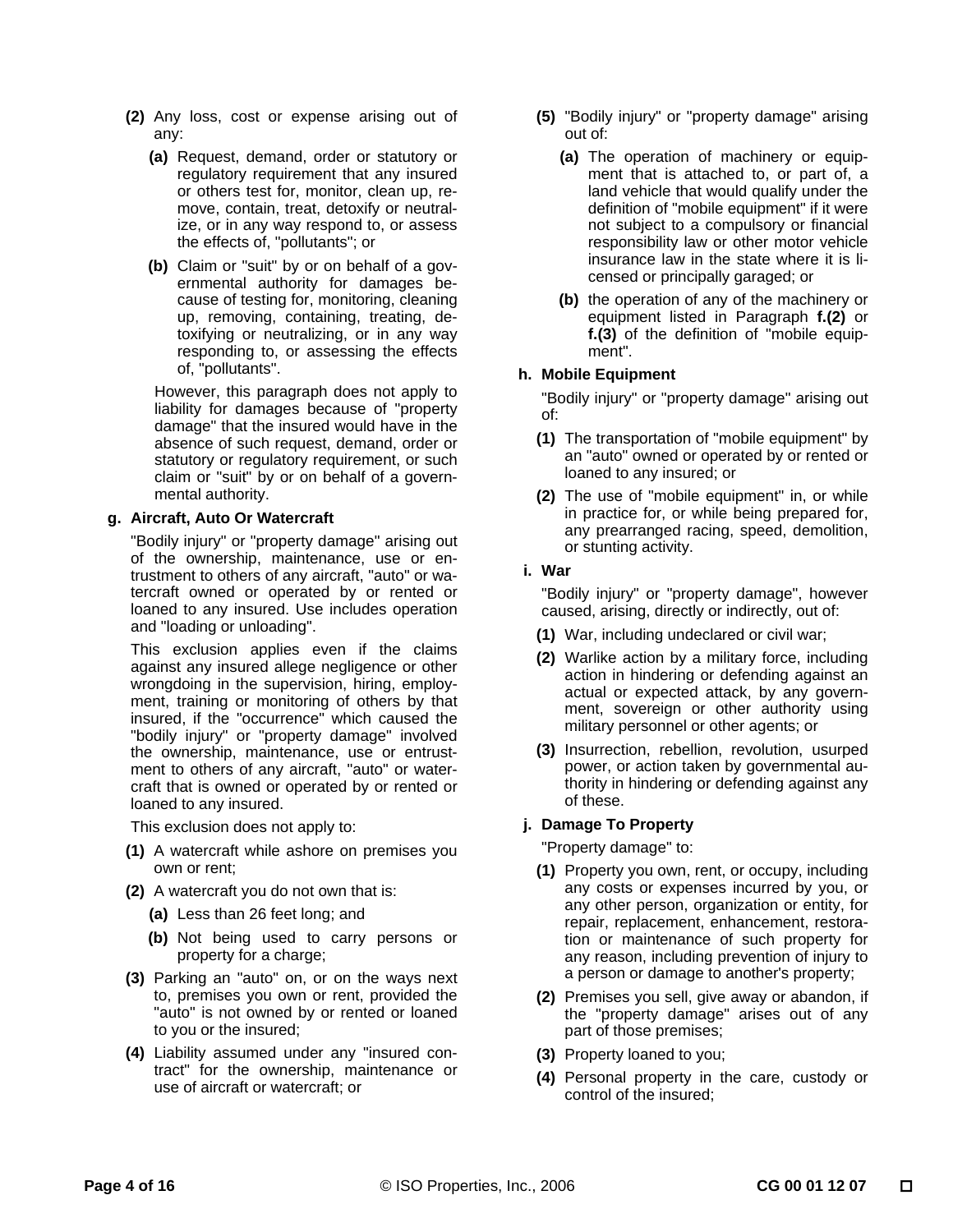**(2)** Any loss, cost or expense arising out of any:

**(a)** Request, demand, order or statutory or regulatory requirement that any insured or others test for, monitor, clean up, remove, contain, treat, detoxify or neutralize, or in any way respond to, or assess the effects of, "pollutants"; or

**(b)** Claim or "suit" by or on behalf of a governmental authority for damages because of testing for, monitoring, cleaning up, removing, containing, treating, detoxifying or neutralizing, or in any way responding to, or assessing the effects of, "pollutants".

However, this paragraph does not apply to liability for damages because of "property damage" that the insured would have in the absence of such request, demand, order or statutory or regulatory requirement, or such claim or "suit" by or on behalf of a governmental authority.

**g. Aircraft, Auto Or Watercraft**

"Bodily injury" or "property damage" arising out of the ownership, maintenance, use or entrustment to others of any aircraft, "auto" or watercraft owned or operated by or rented or loaned to any insured. Use includes operation and "loading or unloading".

This exclusion applies even if the claims against any insured allege negligence or other wrongdoing in the supervision, hiring, employment, training or monitoring of others by that insured, if the "occurrence" which caused the "bodily injury" or "property damage" involved the ownership, maintenance, use or entrustment to others of any aircraft, "auto" or watercraft that is owned or operated by or rented or loaned to any insured.

This exclusion does not apply to:

**(1)** A watercraft while ashore on premises you own or rent;

**(2)** A watercraft you do not own that is:

**(a)** Less than 26 feet long; and

**(b)** Not being used to carry persons or property for a charge;

**(3)** Parking an "auto" on, or on the ways next to, premises you own or rent, provided the "auto" is not owned by or rented or loaned to you or the insured;

**(4)** Liability assumed under any "insured contract" for the ownership, maintenance or use of aircraft or watercraft; or

**(5)** "Bodily injury" or "property damage" arising out of:

**(a)** The operation of machinery or equipment that is attached to, or part of, a land vehicle that would qualify under the definition of "mobile equipment" if it were not subject to a compulsory or financial responsibility law or other motor vehicle insurance law in the state where it is licensed or principally garaged; or

**(b)** the operation of any of the machinery or equipment listed in Paragraph **f.(2)** or **f.(3)** of the definition of "mobile equipment".

**h. Mobile Equipment**

"Bodily injury" or "property damage" arising out of:

**(1)** The transportation of "mobile equipment" by an "auto" owned or operated by or rented or loaned to any insured; or

**(2)** The use of "mobile equipment" in, or while in practice for, or while being prepared for, any prearranged racing, speed, demolition, or stunting activity.

**i. War**

"Bodily injury" or "property damage", however caused, arising, directly or indirectly, out of:

**(1)** War, including undeclared or civil war;

**(2)** Warlike action by a military force, including action in hindering or defending against an actual or expected attack, by any government, sovereign or other authority using military personnel or other agents; or

**(3)** Insurrection, rebellion, revolution, usurped power, or action taken by governmental authority in hindering or defending against any of these.

**j. Damage To Property**

"Property damage" to:

**(1)** Property you own, rent, or occupy, including any costs or expenses incurred by you, or any other person, organization or entity, for repair, replacement, enhancement, restoration or maintenance of such property for any reason, including prevention of injury to a person or damage to another's property;

**(2)** Premises you sell, give away or abandon, if the "property damage" arises out of any part of those premises;

**(3)** Property loaned to you;

**(4)** Personal property in the care, custody or control of the insured;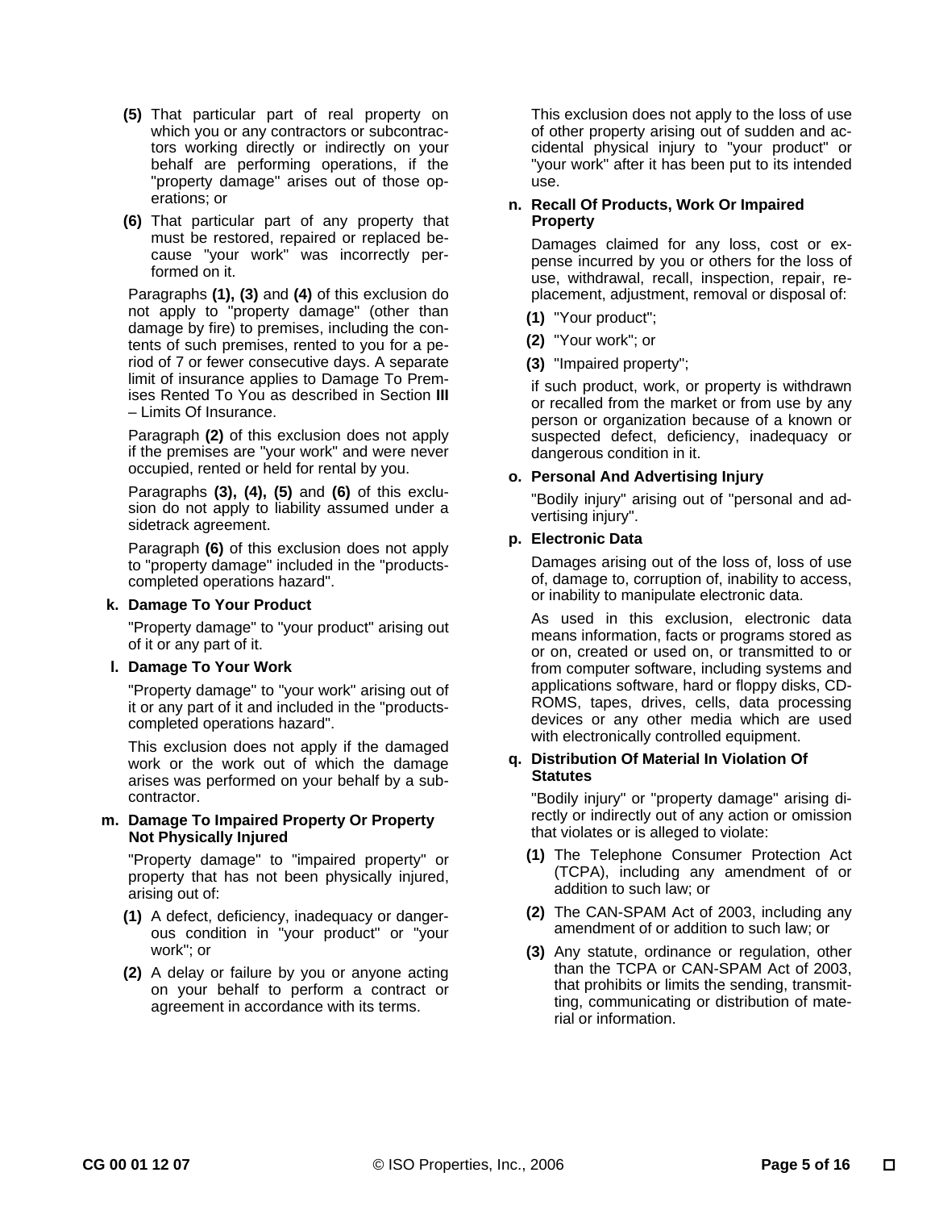**(5)** That particular part of real property on which you or any contractors or subcontractors working directly or indirectly on your behalf are performing operations, if the "property damage" arises out of those operations; or

**(6)** That particular part of any property that must be restored, repaired or replaced because "your work" was incorrectly performed on it.

Paragraphs **(1), (3)** and **(4)** of this exclusion do not apply to "property damage" (other than damage by fire) to premises, including the contents of such premises, rented to you for a period of 7 or fewer consecutive days. A separate limit of insurance applies to Damage To Premises Rented To You as described in Section **III** – Limits Of Insurance.

Paragraph **(2)** of this exclusion does not apply if the premises are "your work" and were never occupied, rented or held for rental by you.

Paragraphs **(3), (4), (5)** and **(6)** of this exclusion do not apply to liability assumed under a sidetrack agreement.

Paragraph **(6)** of this exclusion does not apply to "property damage" included in the "products-completed operations hazard".

**k. Damage To Your Product**

"Property damage" to "your product" arising out of it or any part of it.

**l. Damage To Your Work**

"Property damage" to "your work" arising out of it or any part of it and included in the "products-completed operations hazard".

This exclusion does not apply if the damaged work or the work out of which the damage arises was performed on your behalf by a subcontractor.

**m. Damage To Impaired Property Or Property Not Physically Injured**

"Property damage" to "impaired property" or property that has not been physically injured, arising out of:

**(1)** A defect, deficiency, inadequacy or dangerous condition in "your product" or "your work"; or

**(2)** A delay or failure by you or anyone acting on your behalf to perform a contract or agreement in accordance with its terms.

This exclusion does not apply to the loss of use of other property arising out of sudden and accidental physical injury to "your product" or "your work" after it has been put to its intended use.

**n. Recall Of Products, Work Or Impaired Property**

Damages claimed for any loss, cost or expense incurred by you or others for the loss of use, withdrawal, recall, inspection, repair, replacement, adjustment, removal or disposal of:

**(1)** "Your product";

**(2)** "Your work"; or

**(3)** "Impaired property";

if such product, work, or property is withdrawn or recalled from the market or from use by any person or organization because of a known or suspected defect, deficiency, inadequacy or dangerous condition in it.

**o. Personal And Advertising Injury**

"Bodily injury" arising out of "personal and advertising injury".

**p. Electronic Data**

Damages arising out of the loss of, loss of use of, damage to, corruption of, inability to access, or inability to manipulate electronic data.

As used in this exclusion, electronic data means information, facts or programs stored as or on, created or used on, or transmitted to or from computer software, including systems and applications software, hard or floppy disks, CD-ROMS, tapes, drives, cells, data processing devices or any other media which are used with electronically controlled equipment.

**q. Distribution Of Material In Violation Of Statutes**

"Bodily injury" or "property damage" arising directly or indirectly out of any action or omission that violates or is alleged to violate:

**(1)** The Telephone Consumer Protection Act (TCPA), including any amendment of or addition to such law; or

**(2)** The CAN-SPAM Act of 2003, including any amendment of or addition to such law; or

**(3)** Any statute, ordinance or regulation, other than the TCPA or CAN-SPAM Act of 2003, that prohibits or limits the sending, transmitting, communicating or distribution of material or information.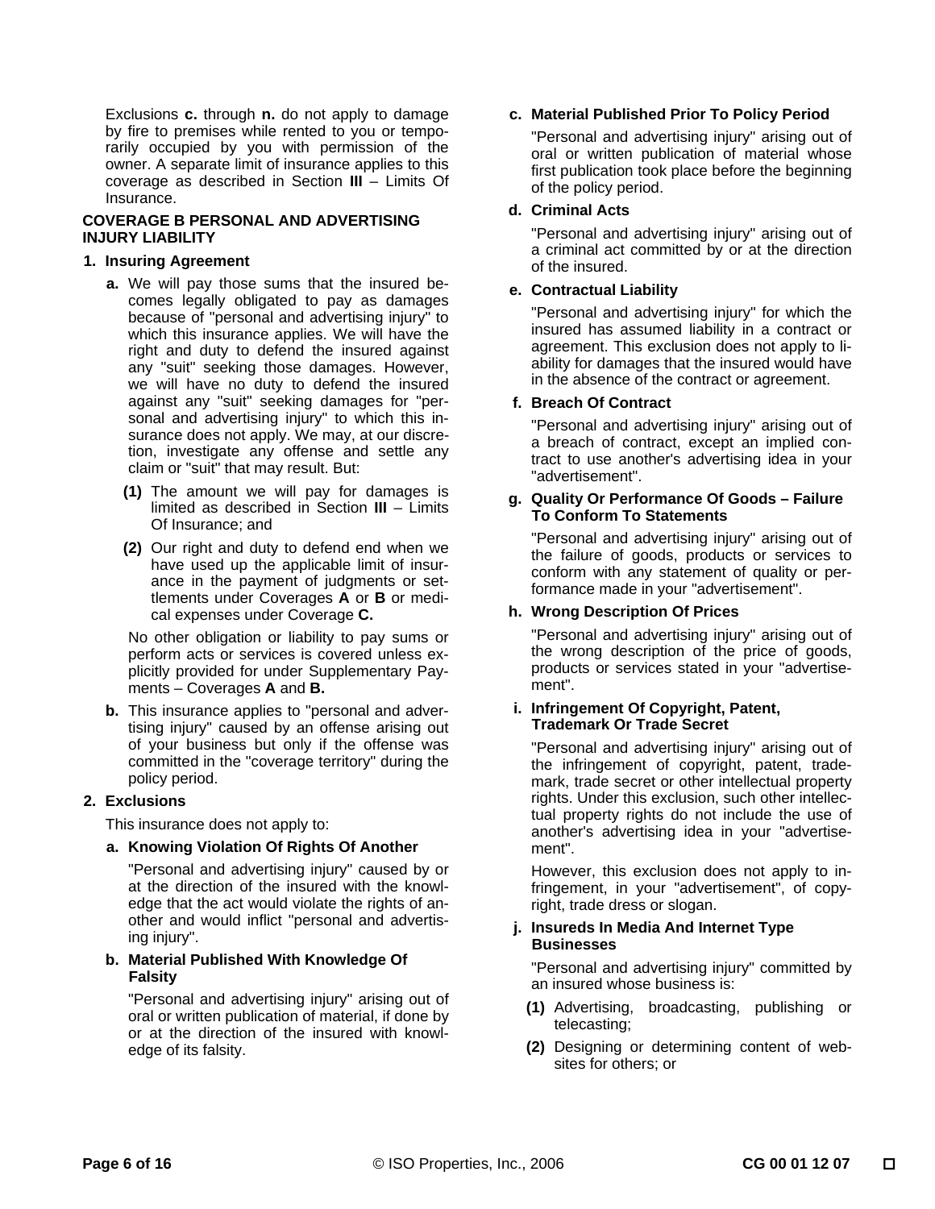Exclusions **c.** through **n.** do not apply to damage by fire to premises while rented to you or temporarily occupied by you with permission of the owner. A separate limit of insurance applies to this coverage as described in Section **III** – Limits Of Insurance.

**COVERAGE B PERSONAL AND ADVERTISING INJURY LIABILITY**

**1. Insuring Agreement**

**a.** We will pay those sums that the insured becomes legally obligated to pay as damages because of "personal and advertising injury" to which this insurance applies. We will have the right and duty to defend the insured against any "suit" seeking those damages. However, we will have no duty to defend the insured against any "suit" seeking damages for "personal and advertising injury" to which this insurance does not apply. We may, at our discretion, investigate any offense and settle any claim or "suit" that may result. But:

**(1)** The amount we will pay for damages is limited as described in Section **III** – Limits Of Insurance; and

**(2)** Our right and duty to defend end when we have used up the applicable limit of insurance in the payment of judgments or settlements under Coverages **A** or **B** or medical expenses under Coverage **C.**

No other obligation or liability to pay sums or perform acts or services is covered unless explicitly provided for under Supplementary Payments – Coverages **A** and **B.**

**b.** This insurance applies to "personal and advertising injury" caused by an offense arising out of your business but only if the offense was committed in the "coverage territory" during the policy period.

**2. Exclusions**

This insurance does not apply to:

**a. Knowing Violation Of Rights Of Another**

"Personal and advertising injury" caused by or at the direction of the insured with the knowledge that the act would violate the rights of another and would inflict "personal and advertising injury".

**b. Material Published With Knowledge Of Falsity**

"Personal and advertising injury" arising out of oral or written publication of material, if done by or at the direction of the insured with knowledge of its falsity.

**c. Material Published Prior To Policy Period**

"Personal and advertising injury" arising out of oral or written publication of material whose first publication took place before the beginning of the policy period.

**d. Criminal Acts**

"Personal and advertising injury" arising out of a criminal act committed by or at the direction of the insured.

**e. Contractual Liability**

"Personal and advertising injury" for which the insured has assumed liability in a contract or agreement. This exclusion does not apply to liability for damages that the insured would have in the absence of the contract or agreement.

**f. Breach Of Contract**

"Personal and advertising injury" arising out of a breach of contract, except an implied contract to use another's advertising idea in your "advertisement".

**g. Quality Or Performance Of Goods – Failure To Conform To Statements**

"Personal and advertising injury" arising out of the failure of goods, products or services to conform with any statement of quality or performance made in your "advertisement".

**h. Wrong Description Of Prices**

"Personal and advertising injury" arising out of the wrong description of the price of goods, products or services stated in your "advertisement".

**i. Infringement Of Copyright, Patent, Trademark Or Trade Secret**

"Personal and advertising injury" arising out of the infringement of copyright, patent, trademark, trade secret or other intellectual property rights. Under this exclusion, such other intellectual property rights do not include the use of another's advertising idea in your "advertisement".

However, this exclusion does not apply to infringement, in your "advertisement", of copyright, trade dress or slogan.

**j. Insureds In Media And Internet Type Businesses**

"Personal and advertising injury" committed by an insured whose business is:

**(1)** Advertising, broadcasting, publishing or telecasting;

**(2)** Designing or determining content of websites for others; or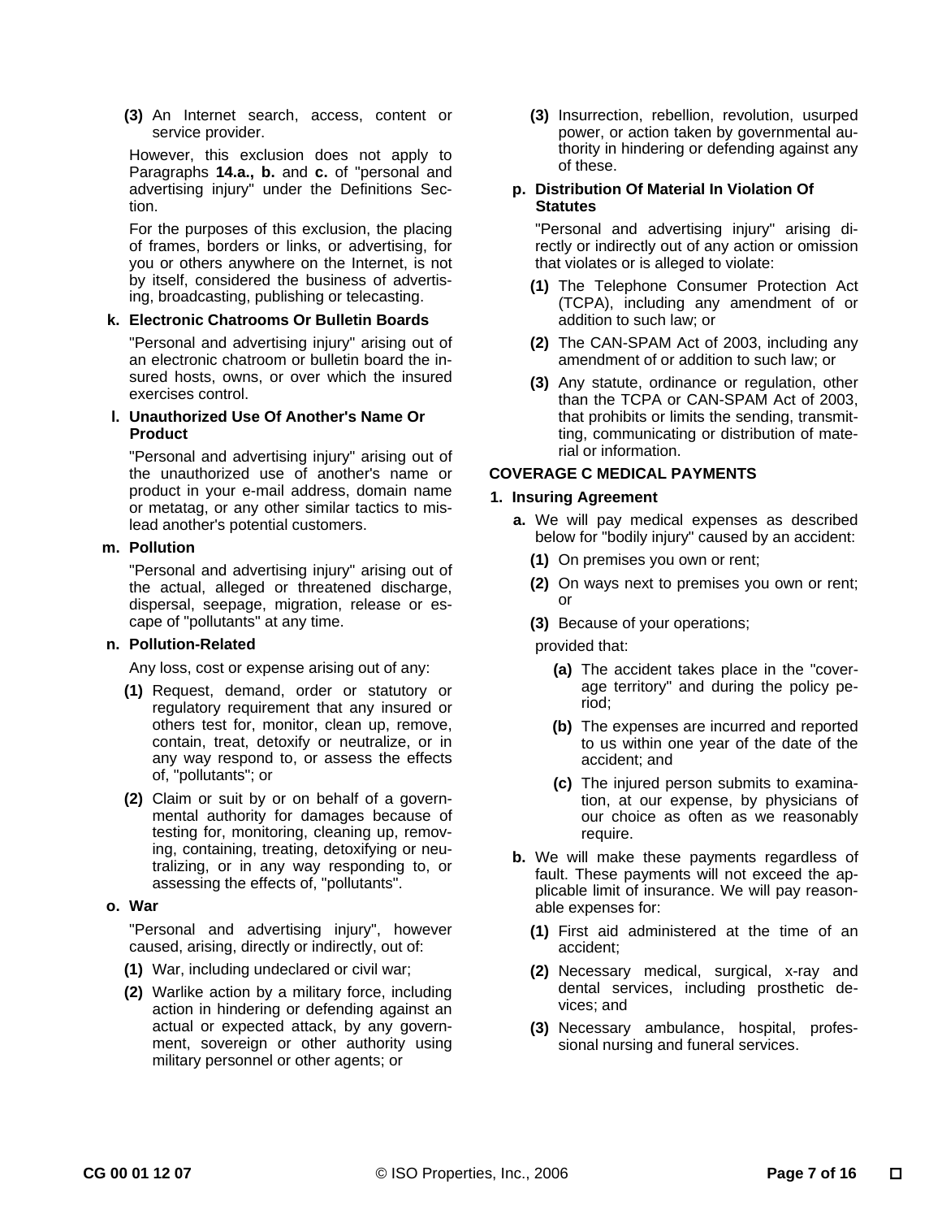**(3)** An Internet search, access, content or service provider.

However, this exclusion does not apply to Paragraphs **14.a., b.** and **c.** of "personal and advertising injury" under the Definitions Section.

For the purposes of this exclusion, the placing of frames, borders or links, or advertising, for you or others anywhere on the Internet, is not by itself, considered the business of advertising, broadcasting, publishing or telecasting.

**k. Electronic Chatrooms Or Bulletin Boards**

"Personal and advertising injury" arising out of an electronic chatroom or bulletin board the insured hosts, owns, or over which the insured exercises control.

**l. Unauthorized Use Of Another's Name Or Product**

"Personal and advertising injury" arising out of the unauthorized use of another's name or product in your e-mail address, domain name or metatag, or any other similar tactics to mislead another's potential customers.

**m. Pollution**

"Personal and advertising injury" arising out of the actual, alleged or threatened discharge, dispersal, seepage, migration, release or escape of "pollutants" at any time.

**n. Pollution-Related**

Any loss, cost or expense arising out of any:

**(1)** Request, demand, order or statutory or regulatory requirement that any insured or others test for, monitor, clean up, remove, contain, treat, detoxify or neutralize, or in any way respond to, or assess the effects of, "pollutants"; or

**(2)** Claim or suit by or on behalf of a governmental authority for damages because of testing for, monitoring, cleaning up, removing, containing, treating, detoxifying or neutralizing, or in any way responding to, or assessing the effects of, "pollutants".

**o. War**

"Personal and advertising injury", however caused, arising, directly or indirectly, out of:

**(1)** War, including undeclared or civil war;

**(2)** Warlike action by a military force, including action in hindering or defending against an actual or expected attack, by any government, sovereign or other authority using military personnel or other agents; or

**(3)** Insurrection, rebellion, revolution, usurped power, or action taken by governmental authority in hindering or defending against any of these.

**p. Distribution Of Material In Violation Of Statutes**

"Personal and advertising injury" arising directly or indirectly out of any action or omission that violates or is alleged to violate:

**(1)** The Telephone Consumer Protection Act (TCPA), including any amendment of or addition to such law; or

**(2)** The CAN-SPAM Act of 2003, including any amendment of or addition to such law; or

**(3)** Any statute, ordinance or regulation, other than the TCPA or CAN-SPAM Act of 2003, that prohibits or limits the sending, transmitting, communicating or distribution of material or information.

**COVERAGE C MEDICAL PAYMENTS**

**1. Insuring Agreement**

**a.** We will pay medical expenses as described below for "bodily injury" caused by an accident:

**(1)** On premises you own or rent;

**(2)** On ways next to premises you own or rent; or

**(3)** Because of your operations;

provided that:

**(a)** The accident takes place in the "coverage territory" and during the policy period;

**(b)** The expenses are incurred and reported to us within one year of the date of the accident; and

**(c)** The injured person submits to examination, at our expense, by physicians of our choice as often as we reasonably require.

**b.** We will make these payments regardless of fault. These payments will not exceed the applicable limit of insurance. We will pay reasonable expenses for:

**(1)** First aid administered at the time of an accident;

**(2)** Necessary medical, surgical, x-ray and dental services, including prosthetic devices; and

**(3)** Necessary ambulance, hospital, professional nursing and funeral services.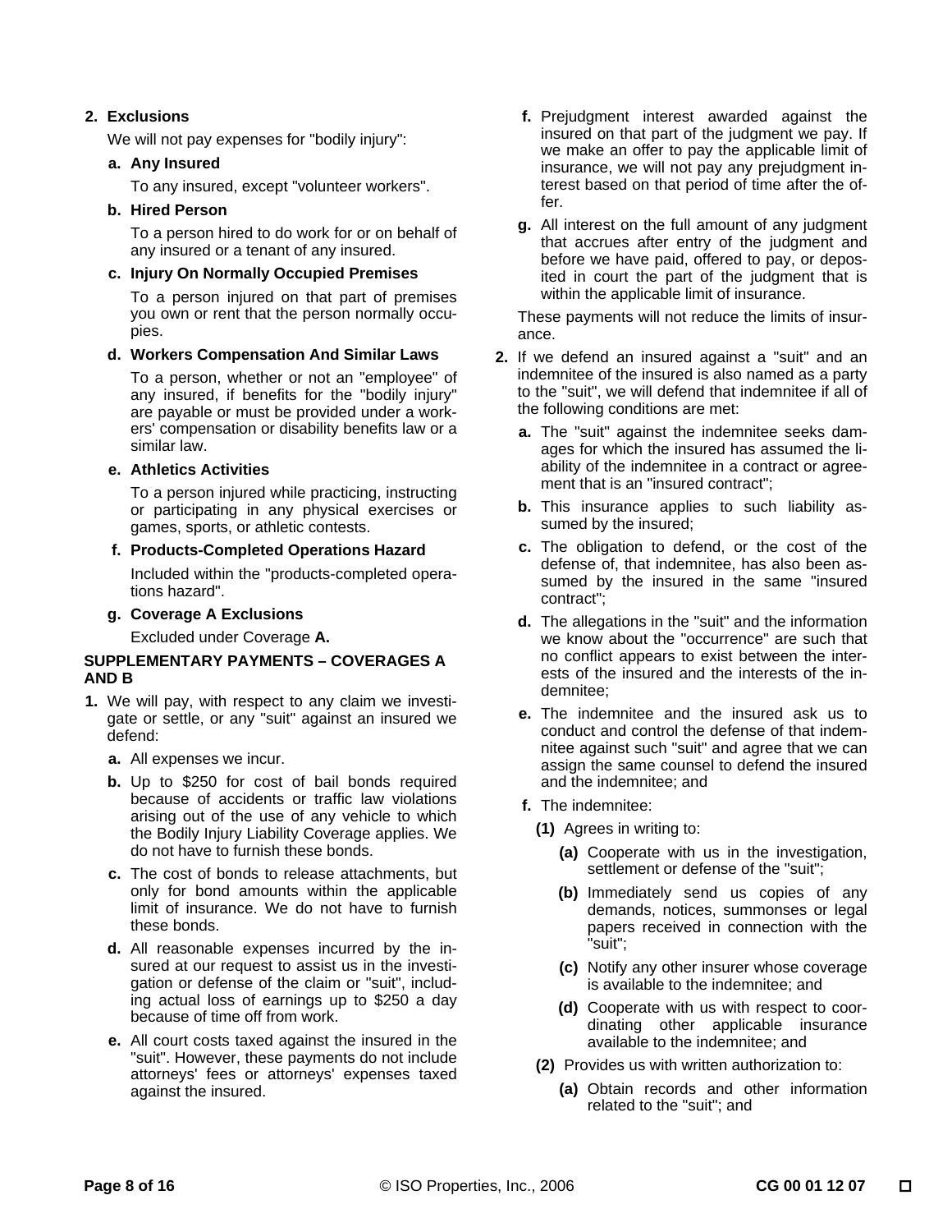**2. Exclusions**

We will not pay expenses for "bodily injury":

**a. Any Insured**

To any insured, except "volunteer workers".

**b. Hired Person**

To a person hired to do work for or on behalf of any insured or a tenant of any insured.

**c. Injury On Normally Occupied Premises**

To a person injured on that part of premises you own or rent that the person normally occupies.

**d. Workers Compensation And Similar Laws**

To a person, whether or not an "employee" of any insured, if benefits for the "bodily injury" are payable or must be provided under a workers' compensation or disability benefits law or a similar law.

**e. Athletics Activities**

To a person injured while practicing, instructing or participating in any physical exercises or games, sports, or athletic contests.

**f. Products-Completed Operations Hazard**

Included within the "products-completed operations hazard".

**g. Coverage A Exclusions**

Excluded under Coverage **A.**

**SUPPLEMENTARY PAYMENTS – COVERAGES A AND B**

**1.** We will pay, with respect to any claim we investigate or settle, or any "suit" against an insured we defend:

**a.** All expenses we incur.

**b.** Up to $250 for cost of bail bonds required because of accidents or traffic law violations arising out of the use of any vehicle to which the Bodily Injury Liability Coverage applies. We do not have to furnish these bonds.

**c.** The cost of bonds to release attachments, but only for bond amounts within the applicable limit of insurance. We do not have to furnish these bonds.

**d.** All reasonable expenses incurred by the insured at our request to assist us in the investigation or defense of the claim or "suit", including actual loss of earnings up to $250 a day because of time off from work.

**e.** All court costs taxed against the insured in the "suit". However, these payments do not include attorneys' fees or attorneys' expenses taxed against the insured.

**f.** Prejudgment interest awarded against the insured on that part of the judgment we pay. If we make an offer to pay the applicable limit of insurance, we will not pay any prejudgment interest based on that period of time after the offer.

**g.** All interest on the full amount of any judgment that accrues after entry of the judgment and before we have paid, offered to pay, or deposited in court the part of the judgment that is within the applicable limit of insurance.

These payments will not reduce the limits of insurance.

**2.** If we defend an insured against a "suit" and an indemnitee of the insured is also named as a party to the "suit", we will defend that indemnitee if all of the following conditions are met:

**a.** The "suit" against the indemnitee seeks damages for which the insured has assumed the liability of the indemnitee in a contract or agreement that is an "insured contract";

**b.** This insurance applies to such liability assumed by the insured;

**c.** The obligation to defend, or the cost of the defense of, that indemnitee, has also been assumed by the insured in the same "insured contract";

**d.** The allegations in the "suit" and the information we know about the "occurrence" are such that no conflict appears to exist between the interests of the insured and the interests of the indemnitee;

**e.** The indemnitee and the insured ask us to conduct and control the defense of that indemnitee against such "suit" and agree that we can assign the same counsel to defend the insured and the indemnitee; and

**f.** The indemnitee:

**(1)** Agrees in writing to:

**(a)** Cooperate with us in the investigation, settlement or defense of the "suit";

**(b)** Immediately send us copies of any demands, notices, summonses or legal papers received in connection with the "suit";

**(c)** Notify any other insurer whose coverage is available to the indemnitee; and

**(d)** Cooperate with us with respect to coordinating other applicable insurance available to the indemnitee; and

**(2)** Provides us with written authorization to:

**(a)** Obtain records and other information related to the "suit"; and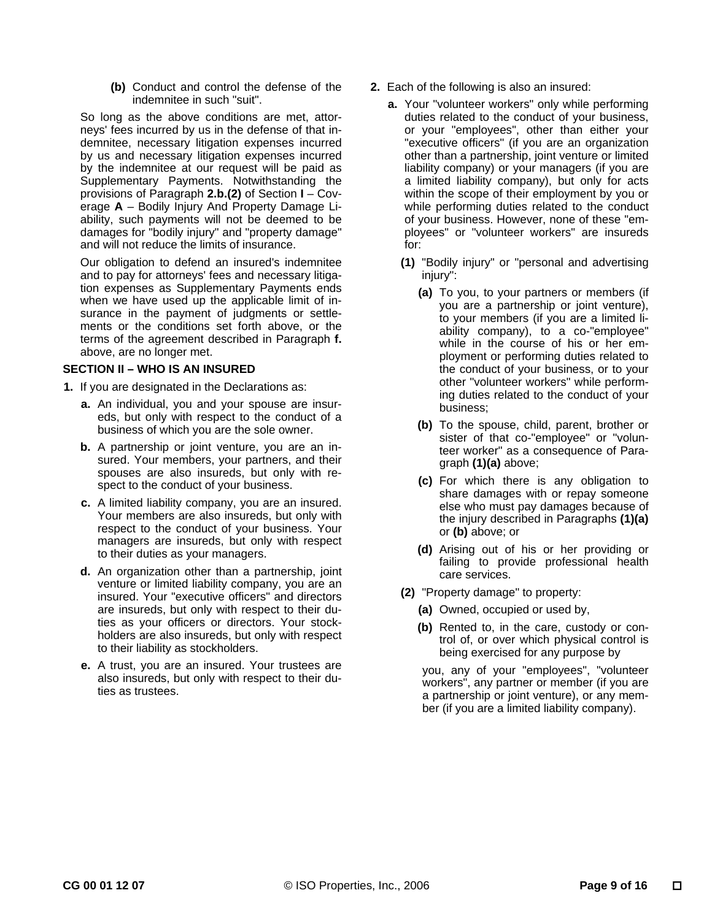**(b)** Conduct and control the defense of the indemnitee in such "suit".

So long as the above conditions are met, attorneys' fees incurred by us in the defense of that indemnitee, necessary litigation expenses incurred by us and necessary litigation expenses incurred by the indemnitee at our request will be paid as Supplementary Payments. Notwithstanding the provisions of Paragraph **2.b.(2)** of Section **I** – Coverage **A** – Bodily Injury And Property Damage Liability, such payments will not be deemed to be damages for "bodily injury" and "property damage" and will not reduce the limits of insurance.

Our obligation to defend an insured's indemnitee and to pay for attorneys' fees and necessary litigation expenses as Supplementary Payments ends when we have used up the applicable limit of insurance in the payment of judgments or settlements or the conditions set forth above, or the terms of the agreement described in Paragraph **f.** above, are no longer met.

**SECTION II – WHO IS AN INSURED**

**1.** If you are designated in the Declarations as:

**a.** An individual, you and your spouse are insureds, but only with respect to the conduct of a business of which you are the sole owner.

**b.** A partnership or joint venture, you are an insured. Your members, your partners, and their spouses are also insureds, but only with respect to the conduct of your business.

**c.** A limited liability company, you are an insured. Your members are also insureds, but only with respect to the conduct of your business. Your managers are insureds, but only with respect to their duties as your managers.

**d.** An organization other than a partnership, joint venture or limited liability company, you are an insured. Your "executive officers" and directors are insureds, but only with respect to their duties as your officers or directors. Your stockholders are also insureds, but only with respect to their liability as stockholders.

**e.** A trust, you are an insured. Your trustees are also insureds, but only with respect to their duties as trustees.

**2.** Each of the following is also an insured:

**a.** Your "volunteer workers" only while performing duties related to the conduct of your business, or your "employees", other than either your "executive officers" (if you are an organization other than a partnership, joint venture or limited liability company) or your managers (if you are a limited liability company), but only for acts within the scope of their employment by you or while performing duties related to the conduct of your business. However, none of these "employees" or "volunteer workers" are insureds for:

**(1)** "Bodily injury" or "personal and advertising injury":

**(a)** To you, to your partners or members (if you are a partnership or joint venture), to your members (if you are a limited liability company), to a co-"employee" while in the course of his or her employment or performing duties related to the conduct of your business, or to your other "volunteer workers" while performing duties related to the conduct of your business;

**(b)** To the spouse, child, parent, brother or sister of that co-"employee" or "volunteer worker" as a consequence of Paragraph **(1)(a)** above;

**(c)** For which there is any obligation to share damages with or repay someone else who must pay damages because of the injury described in Paragraphs **(1)(a)** or **(b)** above; or

**(d)** Arising out of his or her providing or failing to provide professional health care services.

**(2)** "Property damage" to property:

**(a)** Owned, occupied or used by,

**(b)** Rented to, in the care, custody or control of, or over which physical control is being exercised for any purpose by

you, any of your "employees", "volunteer workers", any partner or member (if you are a partnership or joint venture), or any member (if you are a limited liability company).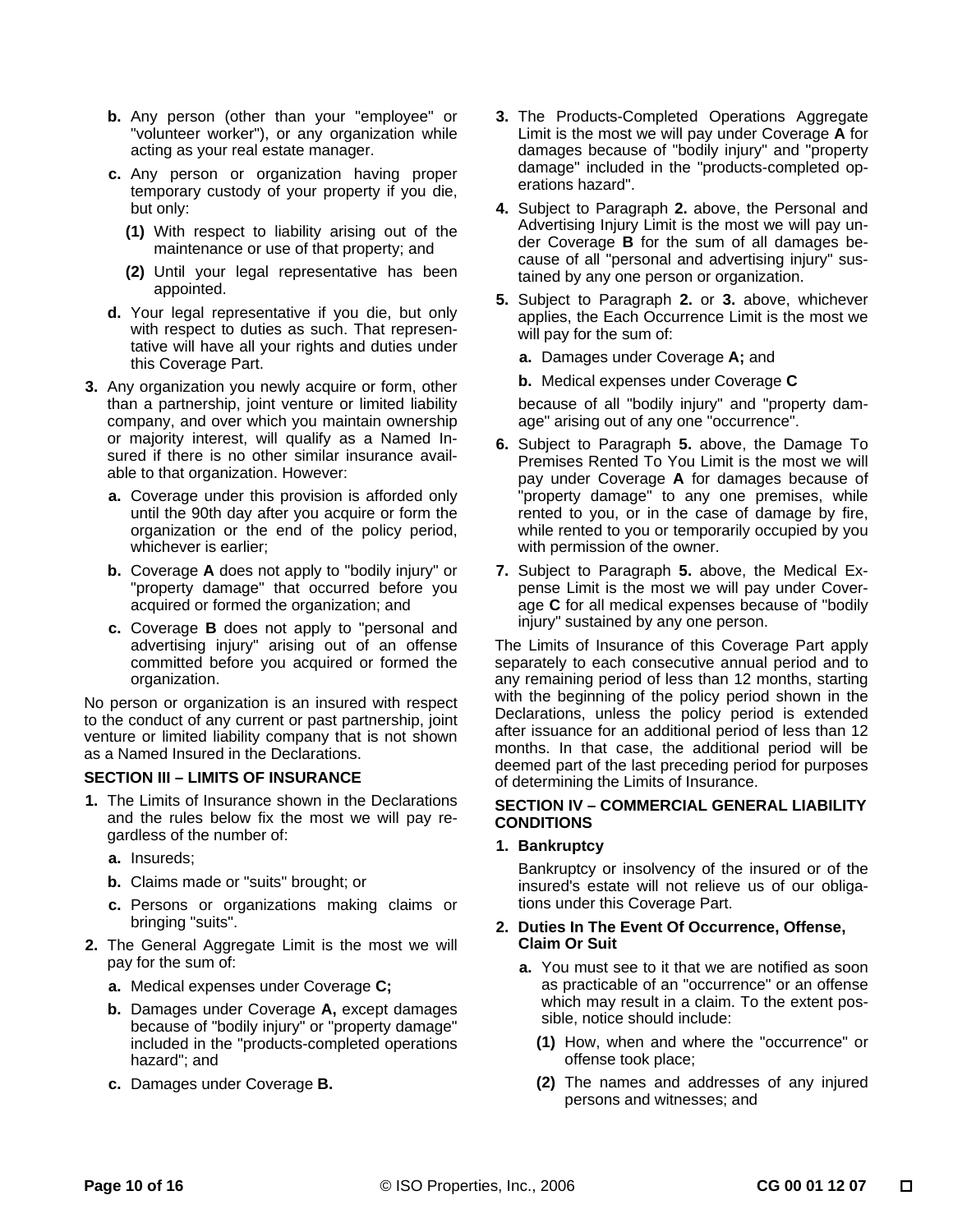**b.** Any person (other than your "employee" or "volunteer worker"), or any organization while acting as your real estate manager.

**c.** Any person or organization having proper temporary custody of your property if you die, but only:

**(1)** With respect to liability arising out of the maintenance or use of that property; and

**(2)** Until your legal representative has been appointed.

**d.** Your legal representative if you die, but only with respect to duties as such. That representative will have all your rights and duties under this Coverage Part.

**3.** Any organization you newly acquire or form, other than a partnership, joint venture or limited liability company, and over which you maintain ownership or majority interest, will qualify as a Named Insured if there is no other similar insurance available to that organization. However:

**a.** Coverage under this provision is afforded only until the 90th day after you acquire or form the organization or the end of the policy period, whichever is earlier;

**b.** Coverage **A** does not apply to "bodily injury" or "property damage" that occurred before you acquired or formed the organization; and

**c.** Coverage **B** does not apply to "personal and advertising injury" arising out of an offense committed before you acquired or formed the organization.

No person or organization is an insured with respect to the conduct of any current or past partnership, joint venture or limited liability company that is not shown as a Named Insured in the Declarations.

**SECTION III – LIMITS OF INSURANCE**

**1.** The Limits of Insurance shown in the Declarations and the rules below fix the most we will pay regardless of the number of:

**a.** Insureds;

**b.** Claims made or "suits" brought; or

**c.** Persons or organizations making claims or bringing "suits".

**2.** The General Aggregate Limit is the most we will pay for the sum of:

**a.** Medical expenses under Coverage **C;**

**b.** Damages under Coverage **A,** except damages because of "bodily injury" or "property damage" included in the "products-completed operations hazard"; and

**c.** Damages under Coverage **B.**

**3.** The Products-Completed Operations Aggregate Limit is the most we will pay under Coverage **A** for damages because of "bodily injury" and "property damage" included in the "products-completed operations hazard".

**4.** Subject to Paragraph **2.** above, the Personal and Advertising Injury Limit is the most we will pay under Coverage **B** for the sum of all damages because of all "personal and advertising injury" sustained by any one person or organization.

**5.** Subject to Paragraph **2.** or **3.** above, whichever applies, the Each Occurrence Limit is the most we will pay for the sum of:

**a.** Damages under Coverage **A;** and

**b.** Medical expenses under Coverage **C**

because of all "bodily injury" and "property damage" arising out of any one "occurrence".

**6.** Subject to Paragraph **5.** above, the Damage To Premises Rented To You Limit is the most we will pay under Coverage **A** for damages because of "property damage" to any one premises, while rented to you, or in the case of damage by fire, while rented to you or temporarily occupied by you with permission of the owner.

**7.** Subject to Paragraph **5.** above, the Medical Expense Limit is the most we will pay under Coverage **C** for all medical expenses because of "bodily injury" sustained by any one person.

The Limits of Insurance of this Coverage Part apply separately to each consecutive annual period and to any remaining period of less than 12 months, starting with the beginning of the policy period shown in the Declarations, unless the policy period is extended after issuance for an additional period of less than 12 months. In that case, the additional period will be deemed part of the last preceding period for purposes of determining the Limits of Insurance.

**SECTION IV – COMMERCIAL GENERAL LIABILITY CONDITIONS**

**1. Bankruptcy**

Bankruptcy or insolvency of the insured or of the insured's estate will not relieve us of our obligations under this Coverage Part.

**2. Duties In The Event Of Occurrence, Offense, Claim Or Suit**

**a.** You must see to it that we are notified as soon as practicable of an "occurrence" or an offense which may result in a claim. To the extent possible, notice should include:

**(1)** How, when and where the "occurrence" or offense took place;

**(2)** The names and addresses of any injured persons and witnesses; and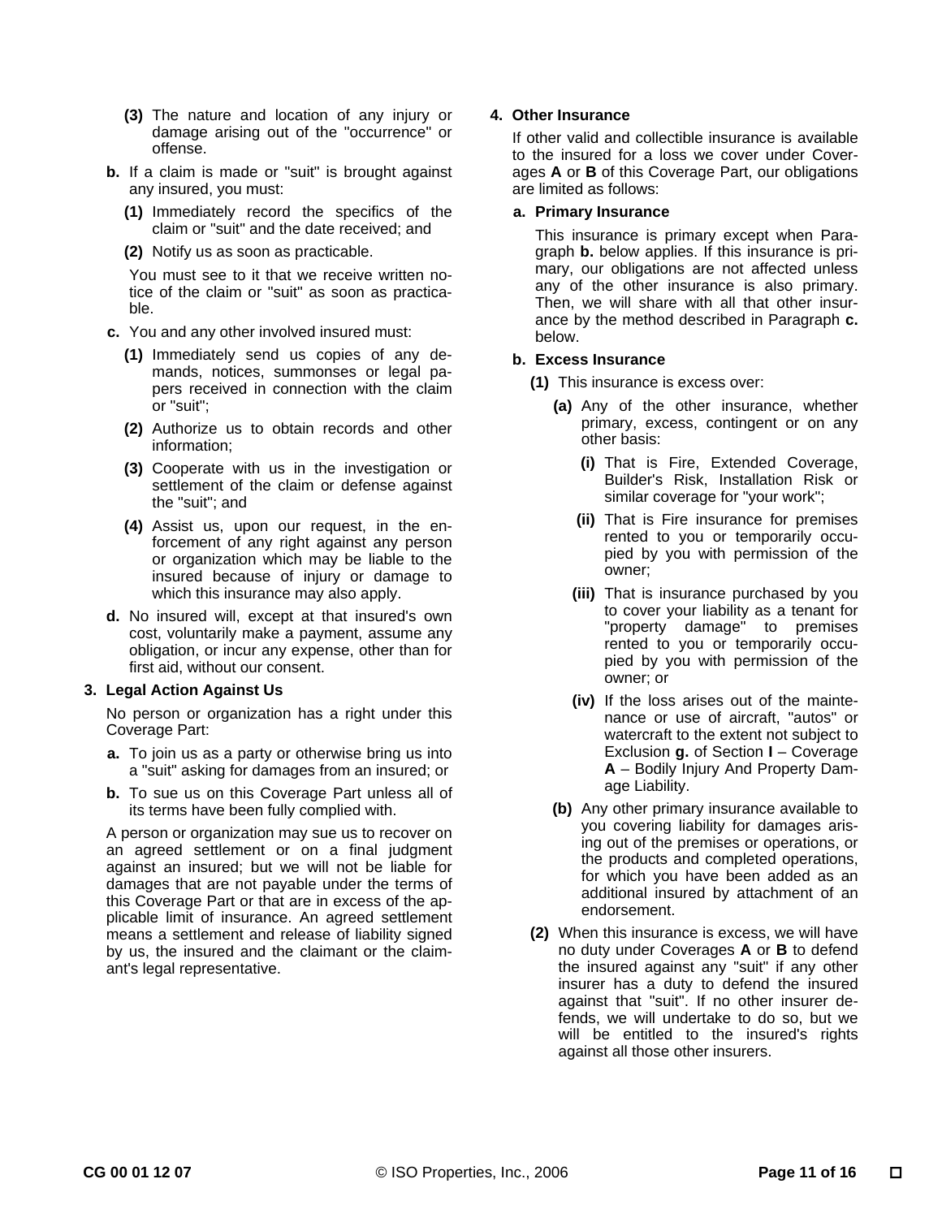**(3)** The nature and location of any injury or damage arising out of the "occurrence" or offense.

**b.** If a claim is made or "suit" is brought against any insured, you must:

**(1)** Immediately record the specifics of the claim or "suit" and the date received; and

**(2)** Notify us as soon as practicable.

You must see to it that we receive written notice of the claim or "suit" as soon as practicable.

**c.** You and any other involved insured must:

**(1)** Immediately send us copies of any demands, notices, summonses or legal papers received in connection with the claim or "suit";

**(2)** Authorize us to obtain records and other information;

**(3)** Cooperate with us in the investigation or settlement of the claim or defense against the "suit"; and

**(4)** Assist us, upon our request, in the enforcement of any right against any person or organization which may be liable to the insured because of injury or damage to which this insurance may also apply.

**d.** No insured will, except at that insured's own cost, voluntarily make a payment, assume any obligation, or incur any expense, other than for first aid, without our consent.

**3. Legal Action Against Us**

No person or organization has a right under this Coverage Part:

**a.** To join us as a party or otherwise bring us into a "suit" asking for damages from an insured; or

**b.** To sue us on this Coverage Part unless all of its terms have been fully complied with.

A person or organization may sue us to recover on an agreed settlement or on a final judgment against an insured; but we will not be liable for damages that are not payable under the terms of this Coverage Part or that are in excess of the applicable limit of insurance. An agreed settlement means a settlement and release of liability signed by us, the insured and the claimant or the claimant's legal representative.

**4. Other Insurance**

If other valid and collectible insurance is available to the insured for a loss we cover under Coverages **A** or **B** of this Coverage Part, our obligations are limited as follows:

**a. Primary Insurance**

This insurance is primary except when Paragraph **b.** below applies. If this insurance is primary, our obligations are not affected unless any of the other insurance is also primary. Then, we will share with all that other insurance by the method described in Paragraph **c.** below.

**b. Excess Insurance**

**(1)** This insurance is excess over:

**(a)** Any of the other insurance, whether primary, excess, contingent or on any other basis:

**(i)** That is Fire, Extended Coverage, Builder's Risk, Installation Risk or similar coverage for "your work";

**(ii)** That is Fire insurance for premises rented to you or temporarily occupied by you with permission of the owner;

**(iii)** That is insurance purchased by you to cover your liability as a tenant for "property damage" to premises rented to you or temporarily occupied by you with permission of the owner; or

**(iv)** If the loss arises out of the maintenance or use of aircraft, "autos" or watercraft to the extent not subject to Exclusion **g.** of Section **I** – Coverage **A** – Bodily Injury And Property Damage Liability.

**(b)** Any other primary insurance available to you covering liability for damages arising out of the premises or operations, or the products and completed operations, for which you have been added as an additional insured by attachment of an endorsement.

**(2)** When this insurance is excess, we will have no duty under Coverages **A** or **B** to defend the insured against any "suit" if any other insurer has a duty to defend the insured against that "suit". If no other insurer defends, we will undertake to do so, but we will be entitled to the insured's rights against all those other insurers.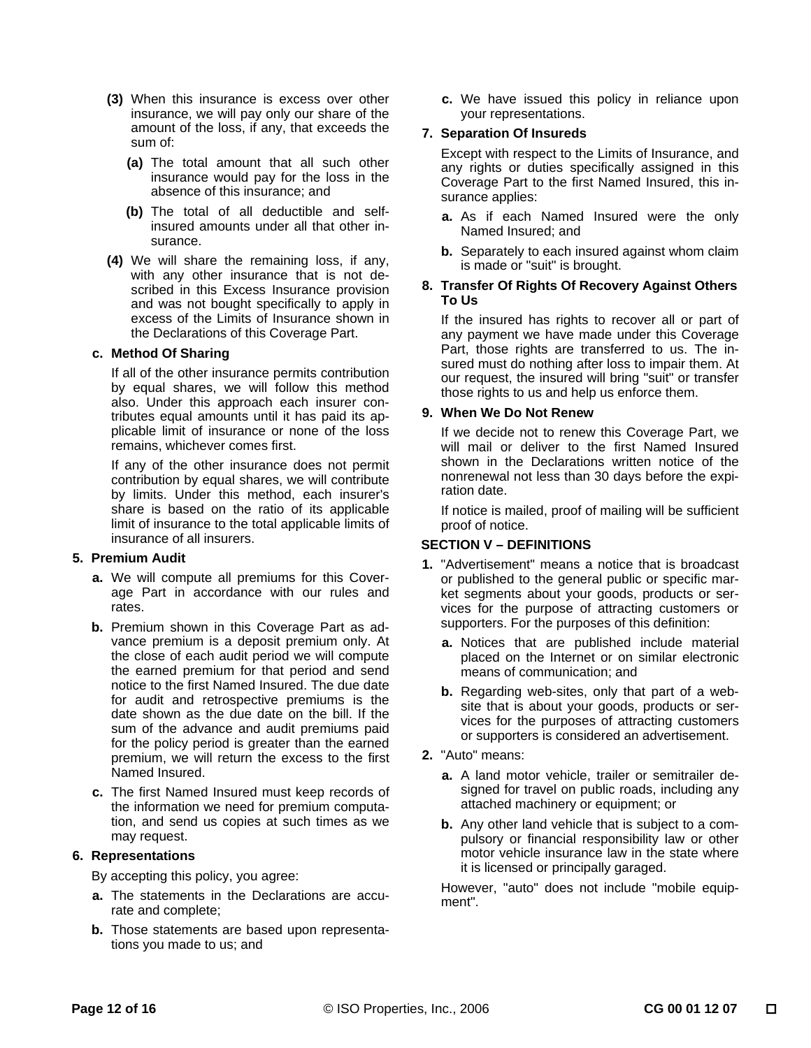**(3)** When this insurance is excess over other insurance, we will pay only our share of the amount of the loss, if any, that exceeds the sum of:

**(a)** The total amount that all such other insurance would pay for the loss in the absence of this insurance; and

**(b)** The total of all deductible and self-insured amounts under all that other insurance.

**(4)** We will share the remaining loss, if any, with any other insurance that is not described in this Excess Insurance provision and was not bought specifically to apply in excess of the Limits of Insurance shown in the Declarations of this Coverage Part.

**c. Method Of Sharing**

If all of the other insurance permits contribution by equal shares, we will follow this method also. Under this approach each insurer contributes equal amounts until it has paid its applicable limit of insurance or none of the loss remains, whichever comes first.

If any of the other insurance does not permit contribution by equal shares, we will contribute by limits. Under this method, each insurer's share is based on the ratio of its applicable limit of insurance to the total applicable limits of insurance of all insurers.

**5. Premium Audit**

**a.** We will compute all premiums for this Coverage Part in accordance with our rules and rates.

**b.** Premium shown in this Coverage Part as advance premium is a deposit premium only. At the close of each audit period we will compute the earned premium for that period and send notice to the first Named Insured. The due date for audit and retrospective premiums is the date shown as the due date on the bill. If the sum of the advance and audit premiums paid for the policy period is greater than the earned premium, we will return the excess to the first Named Insured.

**c.** The first Named Insured must keep records of the information we need for premium computation, and send us copies at such times as we may request.

**6. Representations**

By accepting this policy, you agree:

**a.** The statements in the Declarations are accurate and complete;

**b.** Those statements are based upon representations you made to us; and

**c.** We have issued this policy in reliance upon your representations.

**7. Separation Of Insureds**

Except with respect to the Limits of Insurance, and any rights or duties specifically assigned in this Coverage Part to the first Named Insured, this insurance applies:

**a.** As if each Named Insured were the only Named Insured; and

**b.** Separately to each insured against whom claim is made or "suit" is brought.

**8. Transfer Of Rights Of Recovery Against Others To Us**

If the insured has rights to recover all or part of any payment we have made under this Coverage Part, those rights are transferred to us. The insured must do nothing after loss to impair them. At our request, the insured will bring "suit" or transfer those rights to us and help us enforce them.

**9. When We Do Not Renew**

If we decide not to renew this Coverage Part, we will mail or deliver to the first Named Insured shown in the Declarations written notice of the nonrenewal not less than 30 days before the expiration date.

If notice is mailed, proof of mailing will be sufficient proof of notice.

## SECTION V – DEFINITIONS

**1.** "Advertisement" means a notice that is broadcast or published to the general public or specific market segments about your goods, products or services for the purpose of attracting customers or supporters. For the purposes of this definition:

**a.** Notices that are published include material placed on the Internet or on similar electronic means of communication; and

**b.** Regarding web-sites, only that part of a web-site that is about your goods, products or services for the purposes of attracting customers or supporters is considered an advertisement.

**2.** "Auto" means:

**a.** A land motor vehicle, trailer or semitrailer designed for travel on public roads, including any attached machinery or equipment; or

**b.** Any other land vehicle that is subject to a compulsory or financial responsibility law or other motor vehicle insurance law in the state where it is licensed or principally garaged.

However, "auto" does not include "mobile equipment".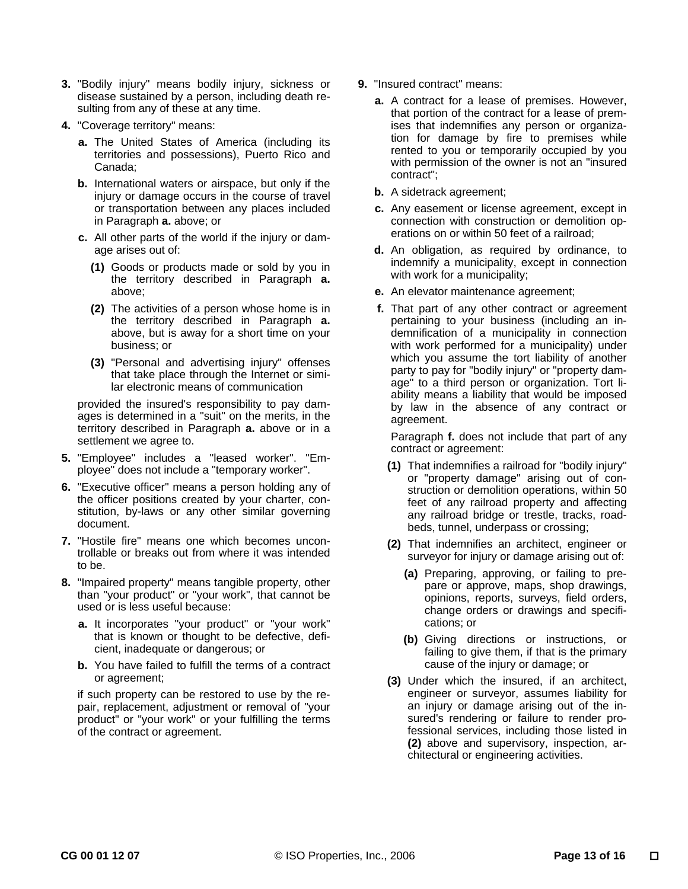**3.** "Bodily injury" means bodily injury, sickness or disease sustained by a person, including death resulting from any of these at any time.

**4.** "Coverage territory" means:

**a.** The United States of America (including its territories and possessions), Puerto Rico and Canada;

**b.** International waters or airspace, but only if the injury or damage occurs in the course of travel or transportation between any places included in Paragraph **a.** above; or

**c.** All other parts of the world if the injury or damage arises out of:

**(1)** Goods or products made or sold by you in the territory described in Paragraph **a.** above;

**(2)** The activities of a person whose home is in the territory described in Paragraph **a.** above, but is away for a short time on your business; or

**(3)** "Personal and advertising injury" offenses that take place through the Internet or similar electronic means of communication

provided the insured's responsibility to pay damages is determined in a "suit" on the merits, in the territory described in Paragraph **a.** above or in a settlement we agree to.

**5.** "Employee" includes a "leased worker". "Employee" does not include a "temporary worker".

**6.** "Executive officer" means a person holding any of the officer positions created by your charter, constitution, by-laws or any other similar governing document.

**7.** "Hostile fire" means one which becomes uncontrollable or breaks out from where it was intended to be.

**8.** "Impaired property" means tangible property, other than "your product" or "your work", that cannot be used or is less useful because:

**a.** It incorporates "your product" or "your work" that is known or thought to be defective, deficient, inadequate or dangerous; or

**b.** You have failed to fulfill the terms of a contract or agreement;

if such property can be restored to use by the repair, replacement, adjustment or removal of "your product" or "your work" or your fulfilling the terms of the contract or agreement.

**9.** "Insured contract" means:

**a.** A contract for a lease of premises. However, that portion of the contract for a lease of premises that indemnifies any person or organization for damage by fire to premises while rented to you or temporarily occupied by you with permission of the owner is not an "insured contract";

**b.** A sidetrack agreement;

**c.** Any easement or license agreement, except in connection with construction or demolition operations on or within 50 feet of a railroad;

**d.** An obligation, as required by ordinance, to indemnify a municipality, except in connection with work for a municipality;

**e.** An elevator maintenance agreement;

**f.** That part of any other contract or agreement pertaining to your business (including an indemnification of a municipality in connection with work performed for a municipality) under which you assume the tort liability of another party to pay for "bodily injury" or "property damage" to a third person or organization. Tort liability means a liability that would be imposed by law in the absence of any contract or agreement.

Paragraph **f.** does not include that part of any contract or agreement:

**(1)** That indemnifies a railroad for "bodily injury" or "property damage" arising out of construction or demolition operations, within 50 feet of any railroad property and affecting any railroad bridge or trestle, tracks, roadbeds, tunnel, underpass or crossing;

**(2)** That indemnifies an architect, engineer or surveyor for injury or damage arising out of:

**(a)** Preparing, approving, or failing to prepare or approve, maps, shop drawings, opinions, reports, surveys, field orders, change orders or drawings and specifications; or

**(b)** Giving directions or instructions, or failing to give them, if that is the primary cause of the injury or damage; or

**(3)** Under which the insured, if an architect, engineer or surveyor, assumes liability for an injury or damage arising out of the insured's rendering or failure to render professional services, including those listed in **(2)** above and supervisory, inspection, architectural or engineering activities.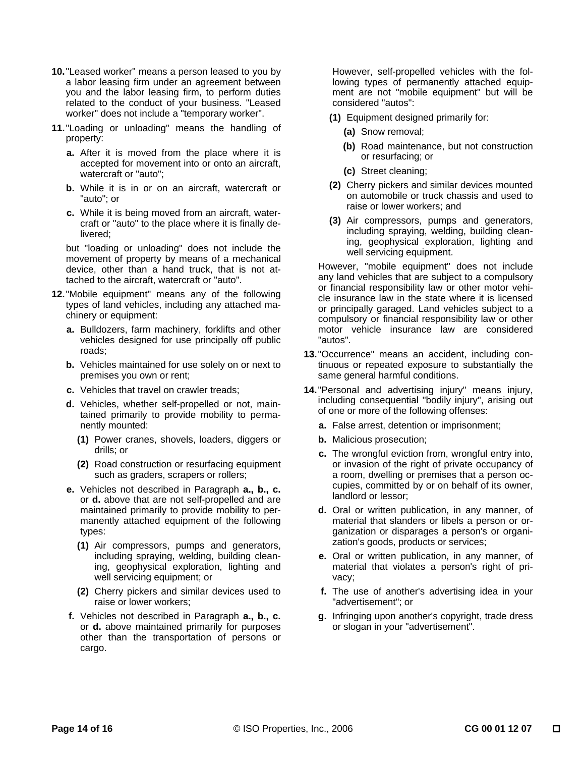**10.** "Leased worker" means a person leased to you by a labor leasing firm under an agreement between you and the labor leasing firm, to perform duties related to the conduct of your business. "Leased worker" does not include a "temporary worker".

**11.** "Loading or unloading" means the handling of property:

- **a.** After it is moved from the place where it is accepted for movement into or onto an aircraft, watercraft or "auto";
- **b.** While it is in or on an aircraft, watercraft or "auto"; or
- **c.** While it is being moved from an aircraft, watercraft or "auto" to the place where it is finally delivered;

but "loading or unloading" does not include the movement of property by means of a mechanical device, other than a hand truck, that is not attached to the aircraft, watercraft or "auto".

**12.** "Mobile equipment" means any of the following types of land vehicles, including any attached machinery or equipment:

- **a.** Bulldozers, farm machinery, forklifts and other vehicles designed for use principally off public roads;
- **b.** Vehicles maintained for use solely on or next to premises you own or rent;
- **c.** Vehicles that travel on crawler treads;
- **d.** Vehicles, whether self-propelled or not, maintained primarily to provide mobility to permanently mounted:
  - **(1)** Power cranes, shovels, loaders, diggers or drills; or
  - **(2)** Road construction or resurfacing equipment such as graders, scrapers or rollers;
- **e.** Vehicles not described in Paragraph **a., b., c.** or **d.** above that are not self-propelled and are maintained primarily to provide mobility to permanently attached equipment of the following types:
  - **(1)** Air compressors, pumps and generators, including spraying, welding, building cleaning, geophysical exploration, lighting and well servicing equipment; or
  - **(2)** Cherry pickers and similar devices used to raise or lower workers;
- **f.** Vehicles not described in Paragraph **a., b., c.** or **d.** above maintained primarily for purposes other than the transportation of persons or cargo.

  However, self-propelled vehicles with the following types of permanently attached equipment are not "mobile equipment" but will be considered "autos":

  - **(1)** Equipment designed primarily for:
    - **(a)** Snow removal;
    - **(b)** Road maintenance, but not construction or resurfacing; or
    - **(c)** Street cleaning;
  - **(2)** Cherry pickers and similar devices mounted on automobile or truck chassis and used to raise or lower workers; and
  - **(3)** Air compressors, pumps and generators, including spraying, welding, building cleaning, geophysical exploration, lighting and well servicing equipment.

However, "mobile equipment" does not include any land vehicles that are subject to a compulsory or financial responsibility law or other motor vehicle insurance law in the state where it is licensed or principally garaged. Land vehicles subject to a compulsory or financial responsibility law or other motor vehicle insurance law are considered "autos".

**13.** "Occurrence" means an accident, including continuous or repeated exposure to substantially the same general harmful conditions.

**14.** "Personal and advertising injury" means injury, including consequential "bodily injury", arising out of one or more of the following offenses:

- **a.** False arrest, detention or imprisonment;
- **b.** Malicious prosecution;
- **c.** The wrongful eviction from, wrongful entry into, or invasion of the right of private occupancy of a room, dwelling or premises that a person occupies, committed by or on behalf of its owner, landlord or lessor;
- **d.** Oral or written publication, in any manner, of material that slanders or libels a person or organization or disparages a person's or organization's goods, products or services;
- **e.** Oral or written publication, in any manner, of material that violates a person's right of privacy;
- **f.** The use of another's advertising idea in your "advertisement"; or
- **g.** Infringing upon another's copyright, trade dress or slogan in your "advertisement".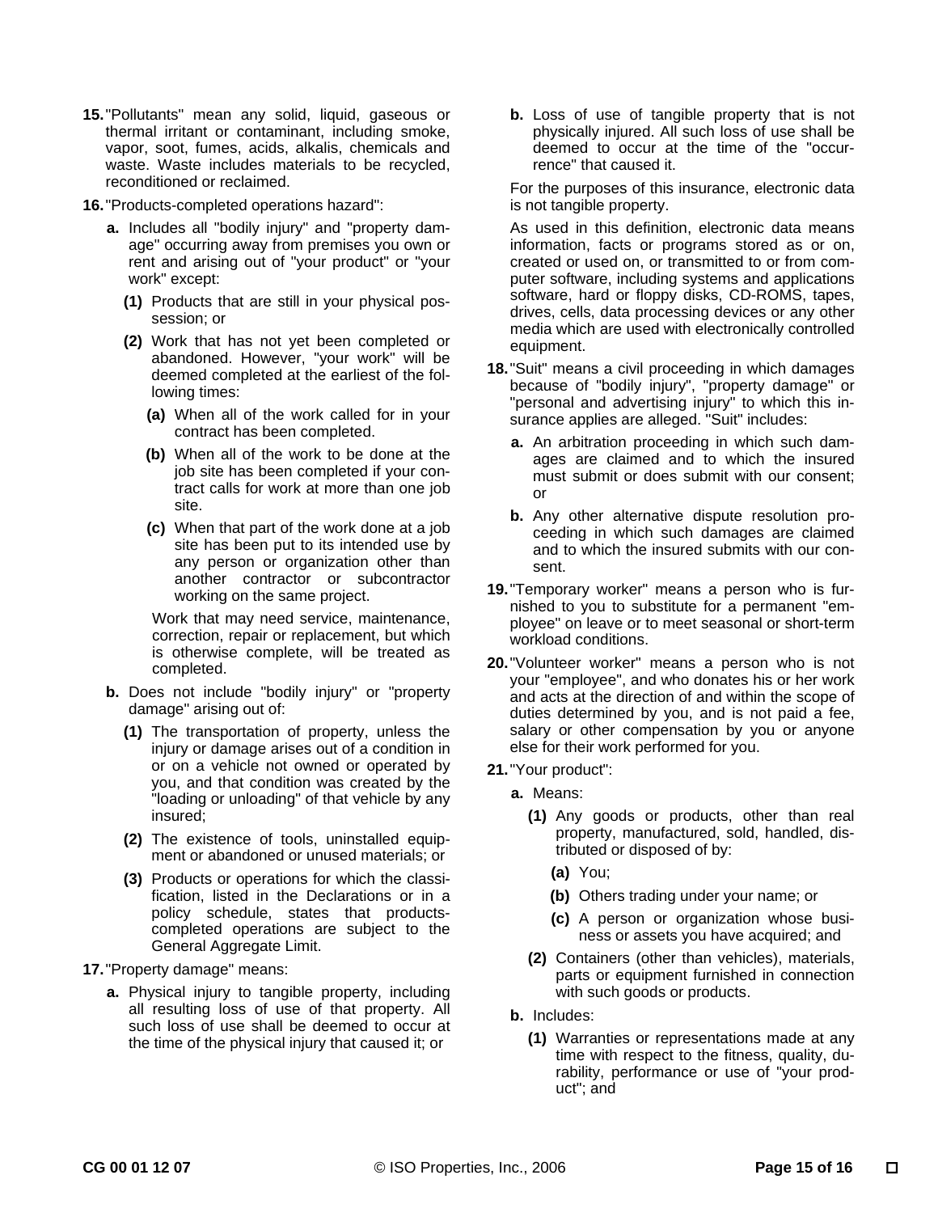**15.** "Pollutants" mean any solid, liquid, gaseous or thermal irritant or contaminant, including smoke, vapor, soot, fumes, acids, alkalis, chemicals and waste. Waste includes materials to be recycled, reconditioned or reclaimed.

**16.** "Products-completed operations hazard":

**a.** Includes all "bodily injury" and "property damage" occurring away from premises you own or rent and arising out of "your product" or "your work" except:

**(1)** Products that are still in your physical possession; or

**(2)** Work that has not yet been completed or abandoned. However, "your work" will be deemed completed at the earliest of the following times:

**(a)** When all of the work called for in your contract has been completed.

**(b)** When all of the work to be done at the job site has been completed if your contract calls for work at more than one job site.

**(c)** When that part of the work done at a job site has been put to its intended use by any person or organization other than another contractor or subcontractor working on the same project.

Work that may need service, maintenance, correction, repair or replacement, but which is otherwise complete, will be treated as completed.

**b.** Does not include "bodily injury" or "property damage" arising out of:

**(1)** The transportation of property, unless the injury or damage arises out of a condition in or on a vehicle not owned or operated by you, and that condition was created by the "loading or unloading" of that vehicle by any insured;

**(2)** The existence of tools, uninstalled equipment or abandoned or unused materials; or

**(3)** Products or operations for which the classification, listed in the Declarations or in a policy schedule, states that products-completed operations are subject to the General Aggregate Limit.

**17.** "Property damage" means:

**a.** Physical injury to tangible property, including all resulting loss of use of that property. All such loss of use shall be deemed to occur at the time of the physical injury that caused it; or

**b.** Loss of use of tangible property that is not physically injured. All such loss of use shall be deemed to occur at the time of the "occurrence" that caused it.

For the purposes of this insurance, electronic data is not tangible property.

As used in this definition, electronic data means information, facts or programs stored as or on, created or used on, or transmitted to or from computer software, including systems and applications software, hard or floppy disks, CD-ROMS, tapes, drives, cells, data processing devices or any other media which are used with electronically controlled equipment.

**18.** "Suit" means a civil proceeding in which damages because of "bodily injury", "property damage" or "personal and advertising injury" to which this insurance applies are alleged. "Suit" includes:

**a.** An arbitration proceeding in which such damages are claimed and to which the insured must submit or does submit with our consent; or

**b.** Any other alternative dispute resolution proceeding in which such damages are claimed and to which the insured submits with our consent.

**19.** "Temporary worker" means a person who is furnished to you to substitute for a permanent "employee" on leave or to meet seasonal or short-term workload conditions.

**20.** "Volunteer worker" means a person who is not your "employee", and who donates his or her work and acts at the direction of and within the scope of duties determined by you, and is not paid a fee, salary or other compensation by you or anyone else for their work performed for you.

**21.** "Your product":

**a.** Means:

**(1)** Any goods or products, other than real property, manufactured, sold, handled, distributed or disposed of by:

**(a)** You;

**(b)** Others trading under your name; or

**(c)** A person or organization whose business or assets you have acquired; and

**(2)** Containers (other than vehicles), materials, parts or equipment furnished in connection with such goods or products.

**b.** Includes:

**(1)** Warranties or representations made at any time with respect to the fitness, quality, durability, performance or use of "your product"; and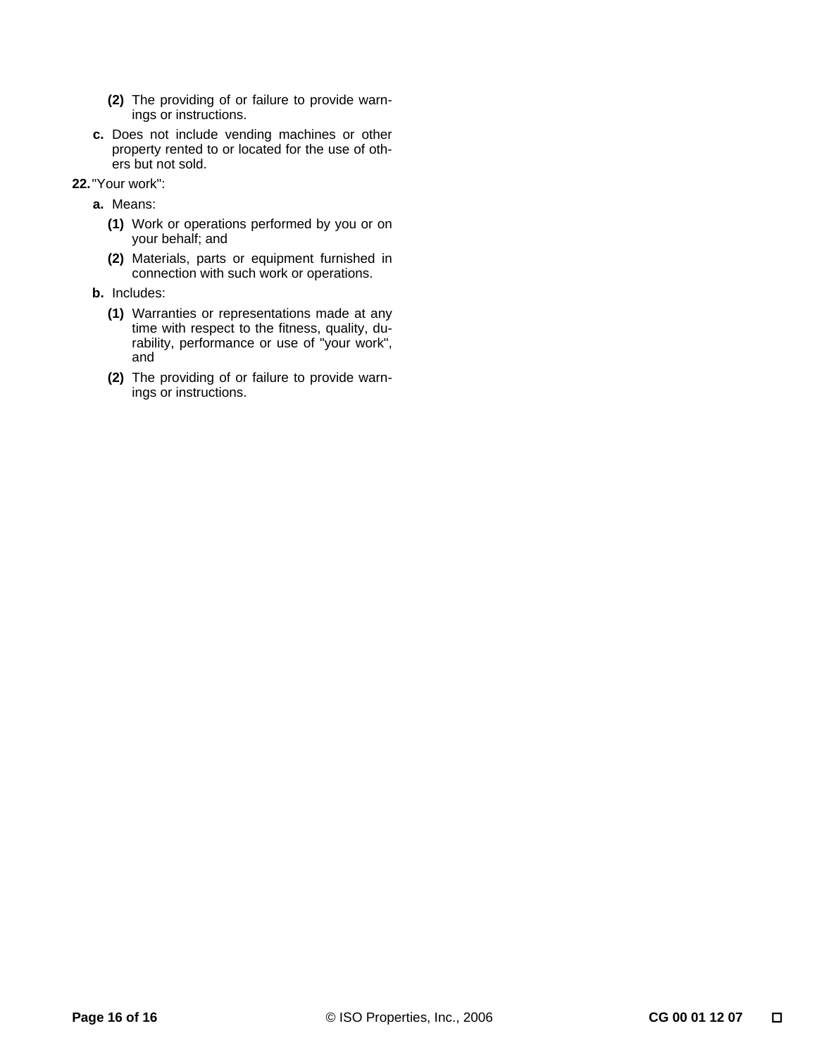**(2)** The providing of or failure to provide warnings or instructions.

**c.** Does not include vending machines or other property rented to or located for the use of others but not sold.

**22.** "Your work":

**a.** Means:

**(1)** Work or operations performed by you or on your behalf; and

**(2)** Materials, parts or equipment furnished in connection with such work or operations.

**b.** Includes:

**(1)** Warranties or representations made at any time with respect to the fitness, quality, durability, performance or use of "your work", and

**(2)** The providing of or failure to provide warnings or instructions.